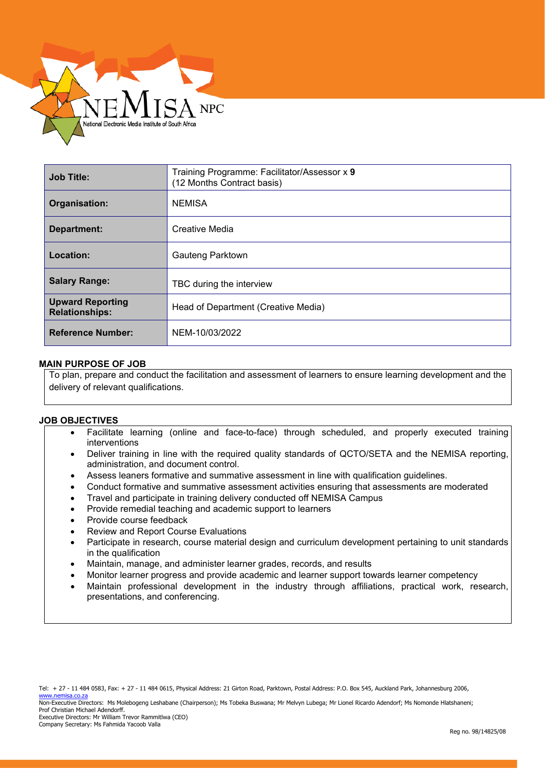| Job Title: | Training Programme: Facilitator/Assessor x **9** (12 Months Contract basis) |
|---|---|
| Organisation: | NEMISA |
| Department: | Creative Media |
| Location: | Gauteng Parktown |
| Salary Range: | TBC during the interview |
| Upward Reporting Relationships: | Head of Department (Creative Media) |
| Reference Number: | NEM-10/03/2022 |

## MAIN PURPOSE OF JOB

To plan, prepare and conduct the facilitation and assessment of learners to ensure learning development and the delivery of relevant qualifications.

## JOB OBJECTIVES

- Facilitate learning (online and face-to-face) through scheduled, and properly executed training interventions
- Deliver training in line with the required quality standards of QCTO/SETA and the NEMISA reporting, administration, and document control.
- Assess leaners formative and summative assessment in line with qualification guidelines.
- Conduct formative and summative assessment activities ensuring that assessments are moderated
- Travel and participate in training delivery conducted off NEMISA Campus
- Provide remedial teaching and academic support to learners
- Provide course feedback
- Review and Report Course Evaluations
- Participate in research, course material design and curriculum development pertaining to unit standards in the qualification
- Maintain, manage, and administer learner grades, records, and results
- Monitor learner progress and provide academic and learner support towards learner competency
- Maintain professional development in the industry through affiliations, practical work, research, presentations, and conferencing.

Tel: + 27 - 11 484 0583, Fax: + 27 - 11 484 0615, Physical Address: 21 Girton Road, Parktown, Postal Address: P.O. Box 545, Auckland Park, Johannesburg 2006, www.nemisa.co.za
Non-Executive Directors: Ms Molebogeng Leshabane (Chairperson); Ms Tobeka Buswana; Mr Melvyn Lubega; Mr Lionel Ricardo Adendorf; Ms Nomonde Hlatshaneni; Prof Christian Michael Adendorff.
Executive Directors: Mr William Trevor Rammitlwa (CEO)
Company Secretary: Ms Fahmida Yacoob Valla

Reg no. 98/14825/08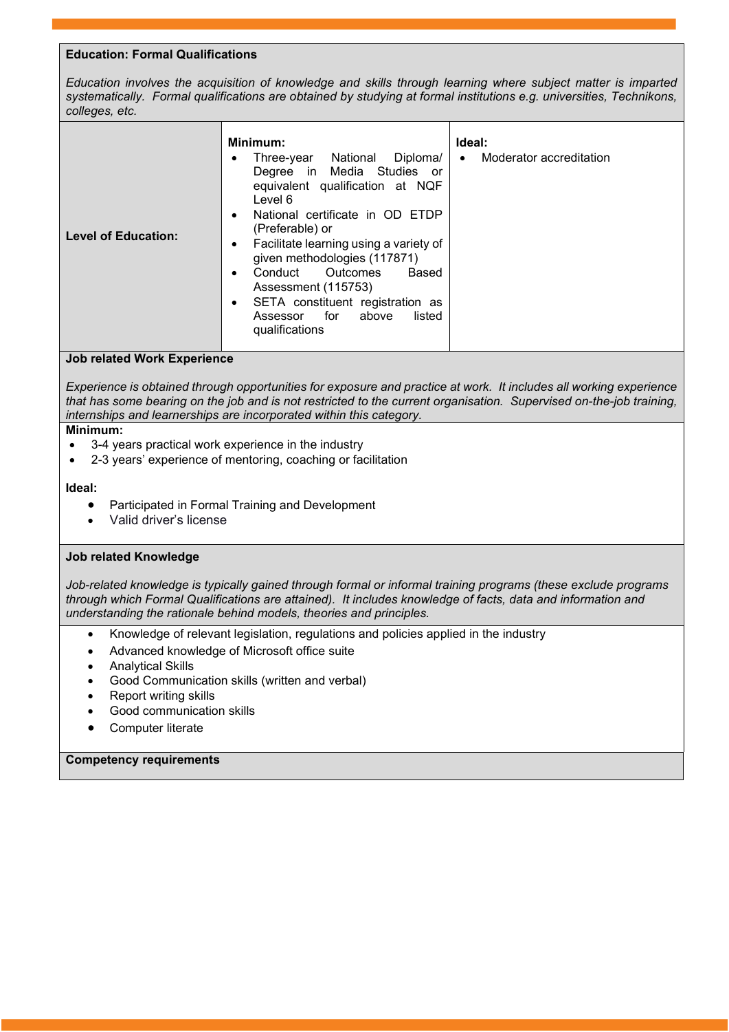**Education: Formal Qualifications**

*Education involves the acquisition of knowledge and skills through learning where subject matter is imparted systematically. Formal qualifications are obtained by studying at formal institutions e.g. universities, Technikons, colleges, etc.*

| | Minimum: | Ideal: |
|---|---|---|
| **Level of Education:** | • Three-year National Diploma/ Degree in Media Studies or equivalent qualification at NQF Level 6<br>• National certificate in OD ETDP (Preferable) or<br>• Facilitate learning using a variety of given methodologies (117871)<br>• Conduct Outcomes Based Assessment (115753)<br>• SETA constituent registration as Assessor for above listed qualifications | • Moderator accreditation |

**Job related Work Experience**

*Experience is obtained through opportunities for exposure and practice at work. It includes all working experience that has some bearing on the job and is not restricted to the current organisation. Supervised on-the-job training, internships and learnerships are incorporated within this category.*

**Minimum:**

- 3-4 years practical work experience in the industry
- 2-3 years' experience of mentoring, coaching or facilitation

**Ideal:**

- Participated in Formal Training and Development
- Valid driver's license

**Job related Knowledge**

*Job-related knowledge is typically gained through formal or informal training programs (these exclude programs through which Formal Qualifications are attained). It includes knowledge of facts, data and information and understanding the rationale behind models, theories and principles.*

- Knowledge of relevant legislation, regulations and policies applied in the industry
- Advanced knowledge of Microsoft office suite
- Analytical Skills
- Good Communication skills (written and verbal)
- Report writing skills
- Good communication skills
- Computer literate

**Competency requirements**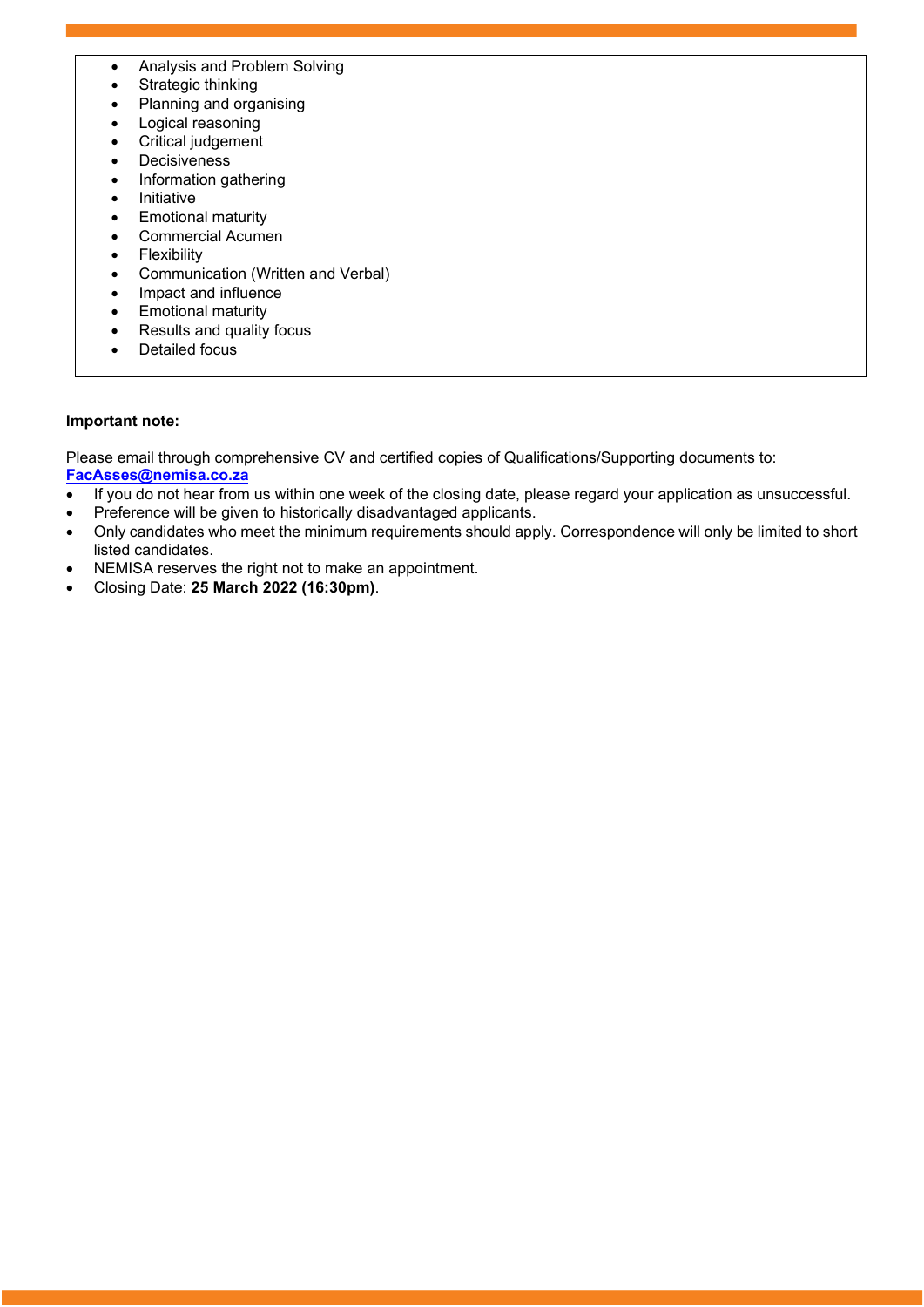- Analysis and Problem Solving
- Strategic thinking
- Planning and organising
- Logical reasoning
- Critical judgement
- Decisiveness
- Information gathering
- Initiative
- Emotional maturity
- Commercial Acumen
- Flexibility
- Communication (Written and Verbal)
- Impact and influence
- Emotional maturity
- Results and quality focus
- Detailed focus

**Important note:**

Please email through comprehensive CV and certified copies of Qualifications/Supporting documents to: **FacAsses@nemisa.co.za**

- If you do not hear from us within one week of the closing date, please regard your application as unsuccessful.
- Preference will be given to historically disadvantaged applicants.
- Only candidates who meet the minimum requirements should apply. Correspondence will only be limited to short listed candidates.
- NEMISA reserves the right not to make an appointment.
- Closing Date: **25 March 2022 (16:30pm)**.